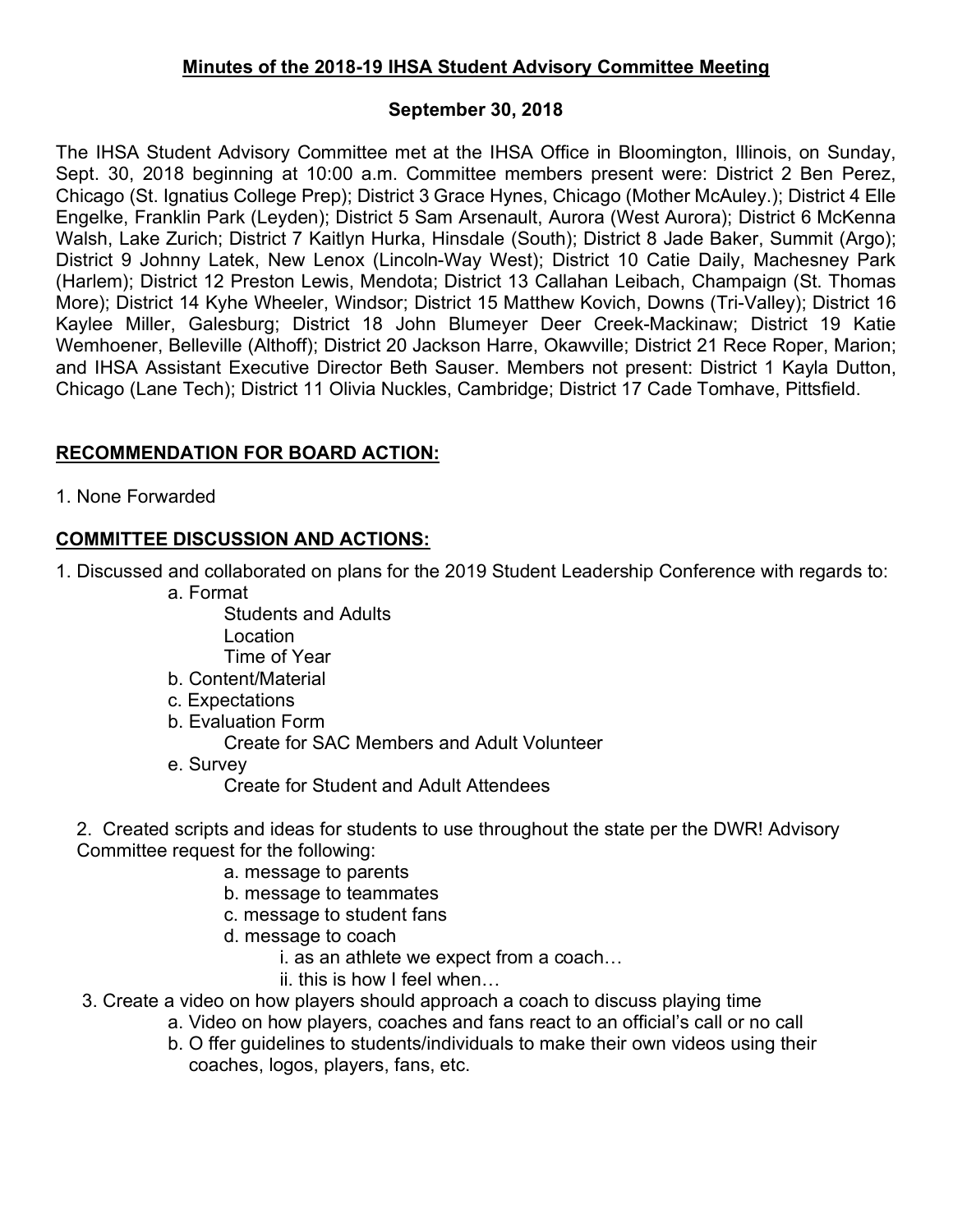**Minutes of the 2018-19 IHSA Student Advisory Committee Meeting**

**September 30, 2018**

The IHSA Student Advisory Committee met at the IHSA Office in Bloomington, Illinois, on Sunday, Sept. 30, 2018 beginning at 10:00 a.m. Committee members present were: District 2 Ben Perez, Chicago (St. Ignatius College Prep); District 3 Grace Hynes, Chicago (Mother McAuley.); District 4 Elle Engelke, Franklin Park (Leyden); District 5 Sam Arsenault, Aurora (West Aurora); District 6 McKenna Walsh, Lake Zurich; District 7 Kaitlyn Hurka, Hinsdale (South); District 8 Jade Baker, Summit (Argo); District 9 Johnny Latek, New Lenox (Lincoln-Way West); District 10 Catie Daily, Machesney Park (Harlem); District 12 Preston Lewis, Mendota; District 13 Callahan Leibach, Champaign (St. Thomas More); District 14 Kyhe Wheeler, Windsor; District 15 Matthew Kovich, Downs (Tri-Valley); District 16 Kaylee Miller, Galesburg; District 18 John Blumeyer Deer Creek-Mackinaw; District 19 Katie Wemhoener, Belleville (Althoff); District 20 Jackson Harre, Okawville; District 21 Rece Roper, Marion; and IHSA Assistant Executive Director Beth Sauser. Members not present: District 1 Kayla Dutton, Chicago (Lane Tech); District 11 Olivia Nuckles, Cambridge; District 17 Cade Tomhave, Pittsfield.

**RECOMMENDATION FOR BOARD ACTION:**

1. None Forwarded

**COMMITTEE DISCUSSION AND ACTIONS:**

1. Discussed and collaborated on plans for the 2019 Student Leadership Conference with regards to:
   - a. Format
     - Students and Adults
     - Location
     - Time of Year
   - b. Content/Material
   - c. Expectations
   - b. Evaluation Form
     - Create for SAC Members and Adult Volunteer
   - e. Survey
     - Create for Student and Adult Attendees

2. Created scripts and ideas for students to use throughout the state per the DWR! Advisory Committee request for the following:
   - a. message to parents
   - b. message to teammates
   - c. message to student fans
   - d. message to coach
     - i. as an athlete we expect from a coach…
     - ii. this is how I feel when…

3. Create a video on how players should approach a coach to discuss playing time
   - a. Video on how players, coaches and fans react to an official's call or no call
   - b. O ffer guidelines to students/individuals to make their own videos using their coaches, logos, players, fans, etc.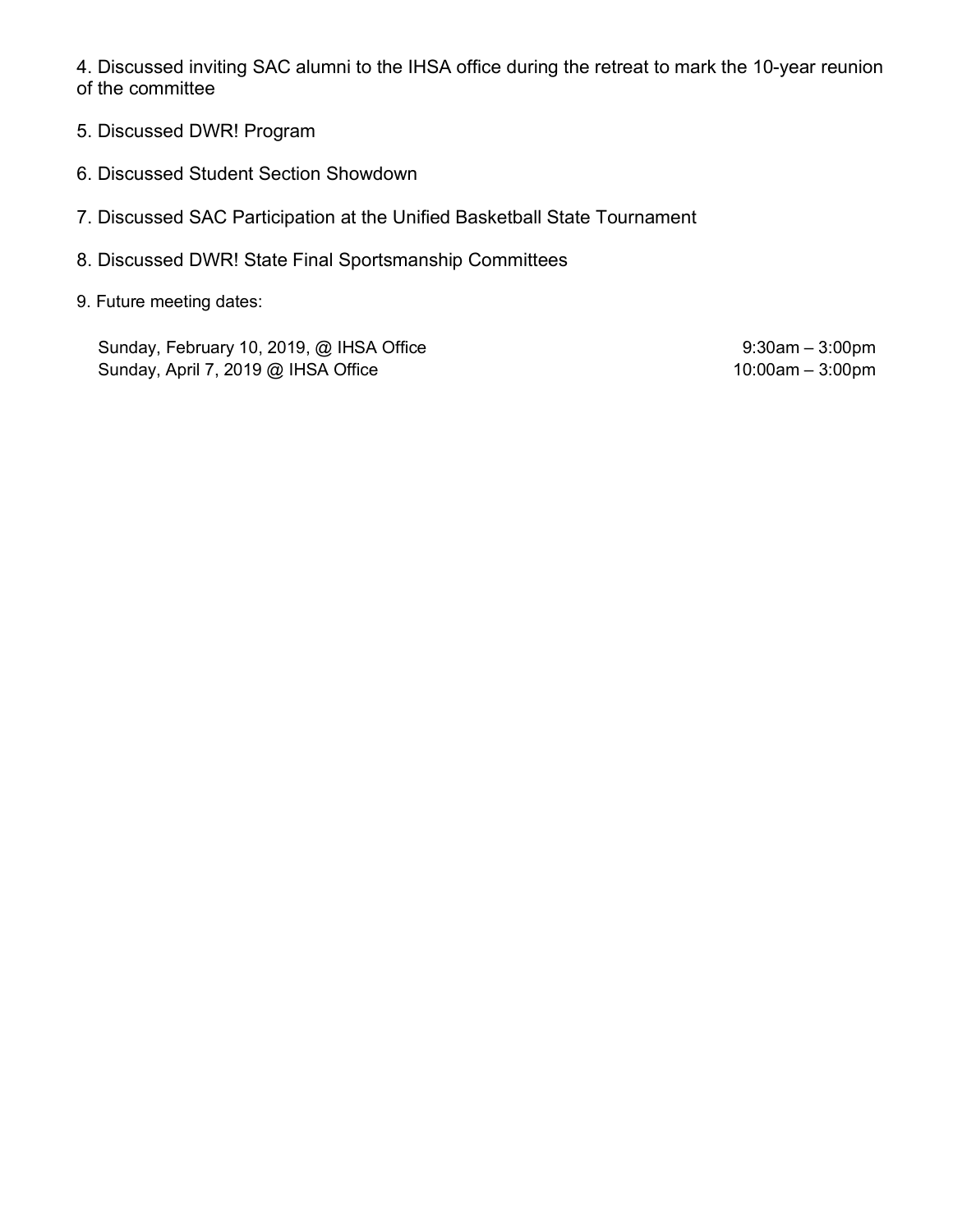4. Discussed inviting SAC alumni to the IHSA office during the retreat to mark the 10-year reunion of the committee

5. Discussed DWR! Program

6. Discussed Student Section Showdown

7. Discussed SAC Participation at the Unified Basketball State Tournament

8. Discussed DWR! State Final Sportsmanship Committees

9. Future meeting dates:

| | |
|---|---|
| Sunday, February 10, 2019, @ IHSA Office | 9:30am – 3:00pm |
| Sunday, April 7, 2019 @ IHSA Office | 10:00am – 3:00pm |